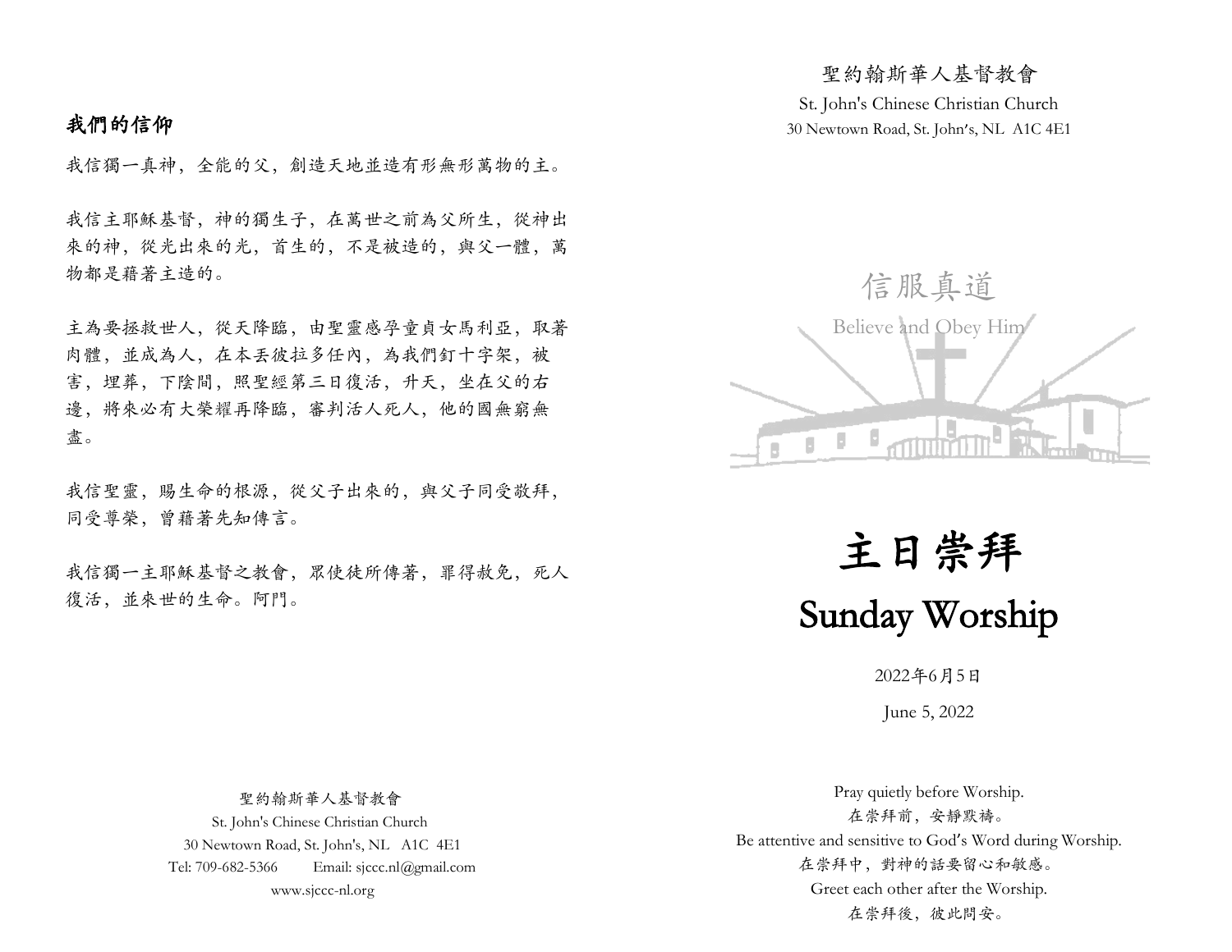## 我們的信仰

我信獨一真神，全能的父，創造天地並造有形無形萬物的主。

我信主耶穌基督，神的獨生子，在萬世之前為父所生，從神出來的神，從光出來的光，首生的，不是被造的，與父一體，萬物都是藉著主造的。

主為要拯救世人，從天降臨，由聖靈感孕童貞女馬利亞，取著肉體，並成為人，在本丟彼拉多任內，為我們釘十字架，被害，埋葬，下陰間，照聖經第三日復活，升天，坐在父的右邊，將來必有大榮耀再降臨，審判活人死人，他的國無窮無盡。

我信聖靈，賜生命的根源，從父子出來的，與父子同受敬拜，同受尊榮，曾藉著先知傳言。

我信獨一主耶穌基督之教會，眾使徒所傳著，罪得赦免，死人復活，並來世的生命。阿門。

聖約翰斯華人基督教會
St. John's Chinese Christian Church
30 Newtown Road, St. John's, NL A1C 4E1
Tel: 709-682-5366 Email: sjccc.nl@gmail.com
www.sjccc-nl.org

聖約翰斯華人基督教會
St. John's Chinese Christian Church
30 Newtown Road, St. John's, NL A1C 4E1

信服真道
Believe and Obey Him

# 主日崇拜
# Sunday Worship

2022年6月5日

June 5, 2022

Pray quietly before Worship.
在崇拜前，安靜默禱。
Be attentive and sensitive to God's Word during Worship.
在崇拜中，對神的話要留心和敏感。
Greet each other after the Worship.
在崇拜後，彼此問安。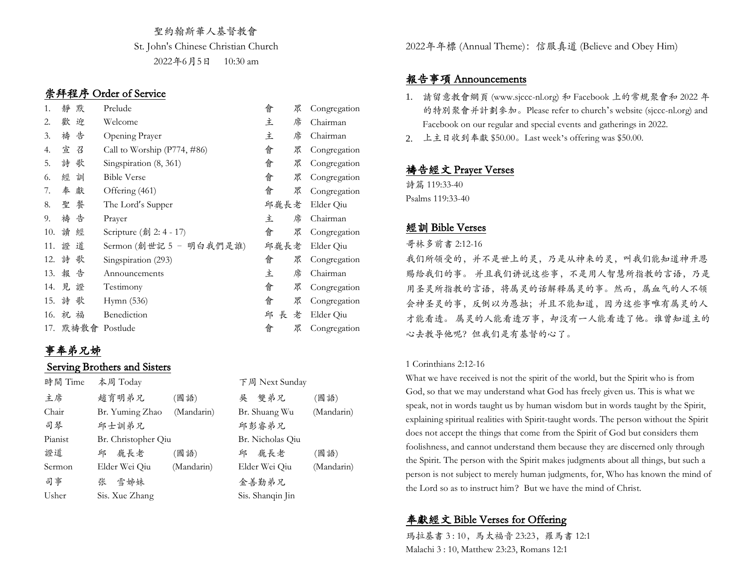聖約翰斯華人基督教會

St. John's Chinese Christian Church

2022年6月5日　10:30 am

## 崇拜程序 Order of Service

| | | | | |
|---|---|---|---|---|
| 1. 靜 默 | Prelude | 會 眾 | Congregation |
| 2. 歡 迎 | Welcome | 主 席 | Chairman |
| 3. 禱 告 | Opening Prayer | 主 席 | Chairman |
| 4. 宣 召 | Call to Worship (P774, #86) | 會 眾 | Congregation |
| 5. 詩 歌 | Singspiration (8, 361) | 會 眾 | Congregation |
| 6. 經 訓 | Bible Verse | 會 眾 | Congregation |
| 7. 奉 獻 | Offering (461) | 會 眾 | Congregation |
| 8. 聖 餐 | The Lord's Supper | 邱巍長老 | Elder Qiu |
| 9. 禱 告 | Prayer | 主 席 | Chairman |
| 10. 讀 經 | Scripture (創 2: 4 - 17) | 會 眾 | Congregation |
| 11. 證 道 | Sermon (創世記 5 – 明白我們是誰) | 邱巍長老 | Elder Qiu |
| 12. 詩 歌 | Singspiration (293) | 會 眾 | Congregation |
| 13. 報 告 | Announcements | 主 席 | Chairman |
| 14. 見 證 | Testimony | 會 眾 | Congregation |
| 15. 詩 歌 | Hymn (536) | 會 眾 | Congregation |
| 16. 祝 福 | Benediction | 邱 長 老 | Elder Qiu |
| 17. 默禱散會 | Postlude | 會 眾 | Congregation |

## 事奉弟兄姊

## Serving Brothers and Sisters

| 時間 Time | 本周 Today | | 下周 Next Sunday | |
|---|---|---|---|---|
| 主席 Chair | 趙育明弟兄 Br. Yuming Zhao | (國語) (Mandarin) | 吴 雙弟兄 Br. Shuang Wu | (國語) (Mandarin) |
| 司琴 Pianist | 邱士訓弟兄 Br. Christopher Qiu | | 邱彭睿弟兄 Br. Nicholas Qiu | |
| 證道 Sermon | 邱 巍長老 Elder Wei Qiu | (國語) (Mandarin) | 邱 巍長老 Elder Wei Qiu | (國語) (Mandarin) |
| 司事 Usher | 张 雪姊妹 Sis. Xue Zhang | | 金善勤弟兄 Sis. Shanqin Jin | |

2022年年標 (Annual Theme)：信服真道 (Believe and Obey Him)

## 報告事項 Announcements

1. 請留意教會網頁 (www.sjccc-nl.org) 和 Facebook 上的常規聚會和 2022 年的特别聚會并計劃參加。Please refer to church's website (sjccc-nl.org) and Facebook on our regular and special events and gatherings in 2022.
2. 上主日收到奉獻 $50.00。Last week's offering was $50.00.

## 禱告經文 Prayer Verses

詩篇 119:33-40

Psalms 119:33-40

## 經訓 Bible Verses

哥林多前書 2:12-16

我们所领受的，并不是世上的灵，乃是从神来的灵，叫我们能知道神开恩赐给我们的事。 并且我们讲说这些事，不是用人智慧所指教的言语，乃是用圣灵所指教的言语，将属灵的话解释属灵的事。然而，属血气的人不领会神圣灵的事，反倒以为愚拙；并且不能知道，因为这些事唯有属灵的人才能看透。 属灵的人能看透万事，却没有一人能看透了他。谁曾知道主的心去教导他呢？但我们是有基督的心了。

1 Corinthians 2:12-16

What we have received is not the spirit of the world, but the Spirit who is from God, so that we may understand what God has freely given us. This is what we speak, not in words taught us by human wisdom but in words taught by the Spirit, explaining spiritual realities with Spirit-taught words. The person without the Spirit does not accept the things that come from the Spirit of God but considers them foolishness, and cannot understand them because they are discerned only through the Spirit. The person with the Spirit makes judgments about all things, but such a person is not subject to merely human judgments, for, Who has known the mind of the Lord so as to instruct him? But we have the mind of Christ.

## 奉獻經文 Bible Verses for Offering

瑪拉基書 3 : 10，馬太福音 23:23，羅馬書 12:1

Malachi 3 : 10, Matthew 23:23, Romans 12:1